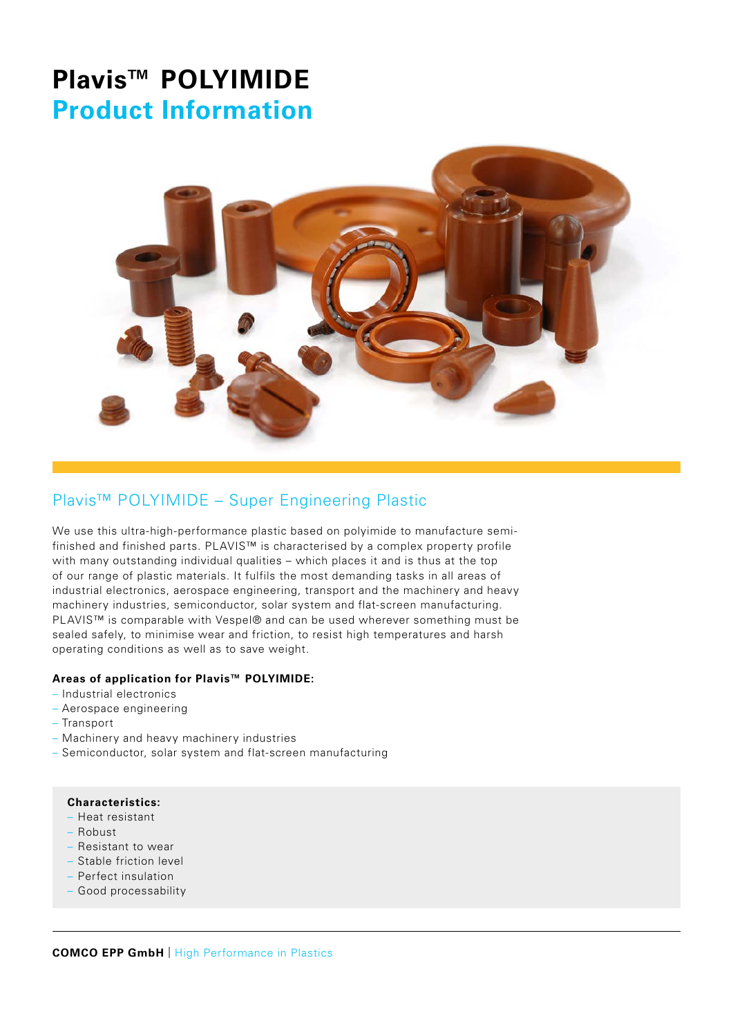# Plavis™ POLYIMIDE
## Product Information

### Plavis™ POLYIMIDE – Super Engineering Plastic

We use this ultra-high-performance plastic based on polyimide to manufacture semi-finished and finished parts. PLAVIS™ is characterised by a complex property profile with many outstanding individual qualities – which places it and is thus at the top of our range of plastic materials. It fulfils the most demanding tasks in all areas of industrial electronics, aerospace engineering, transport and the machinery and heavy machinery industries, semiconductor, solar system and flat-screen manufacturing. PLAVIS™ is comparable with Vespel® and can be used wherever something must be sealed safely, to minimise wear and friction, to resist high temperatures and harsh operating conditions as well as to save weight.

**Areas of application for Plavis™ POLYIMIDE:**

- Industrial electronics
- Aerospace engineering
- Transport
- Machinery and heavy machinery industries
- Semiconductor, solar system and flat-screen manufacturing

**Characteristics:**

- Heat resistant
- Robust
- Resistant to wear
- Stable friction level
- Perfect insulation
- Good processability

**COMCO EPP GmbH** | High Performance in Plastics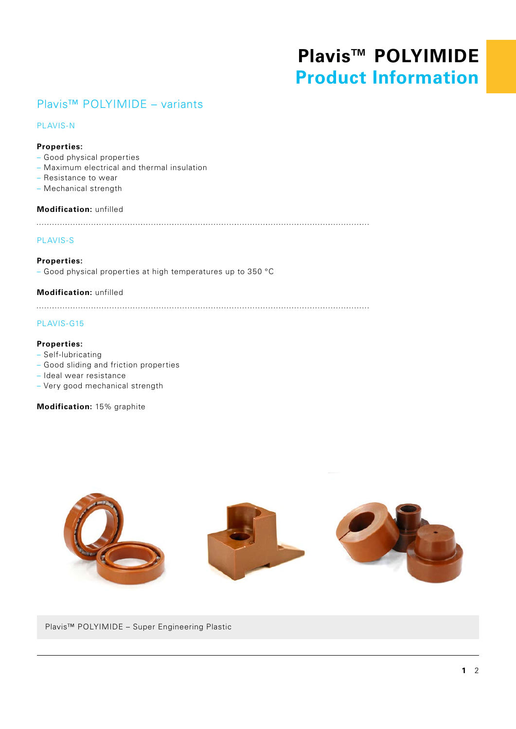# Plavis™ POLYIMIDE
# Product Information

## Plavis™ POLYIMIDE – variants

### PLAVIS-N

**Properties:**
- Good physical properties
- Maximum electrical and thermal insulation
- Resistance to wear
- Mechanical strength

**Modification:** unfilled

### PLAVIS-S

**Properties:**
- Good physical properties at high temperatures up to 350 °C

**Modification:** unfilled

### PLAVIS-G15

**Properties:**
- Self-lubricating
- Good sliding and friction properties
- Ideal wear resistance
- Very good mechanical strength

**Modification:** 15% graphite

Plavis™ POLYIMIDE – Super Engineering Plastic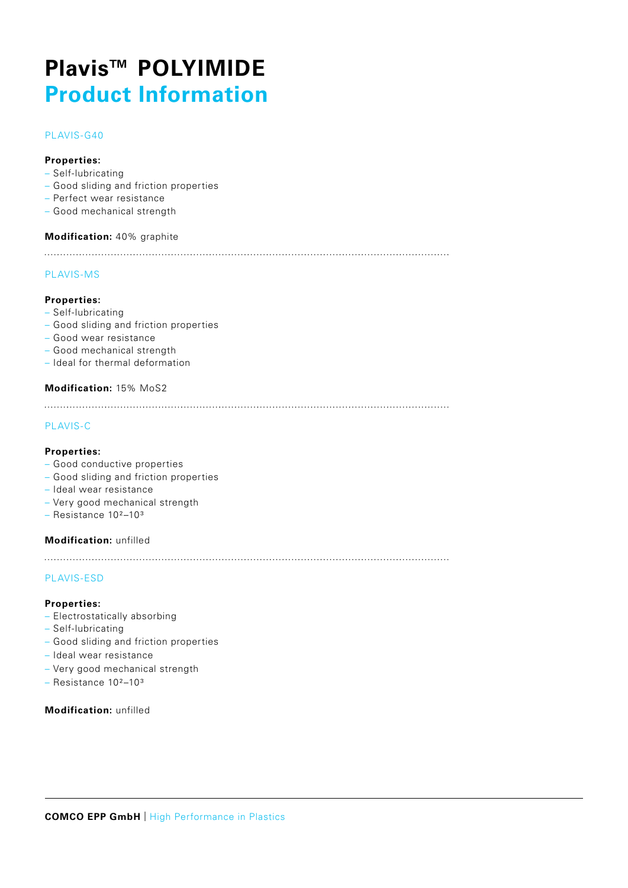# Plavis™ POLYIMIDE
## Product Information

### PLAVIS-G40

**Properties:**
- Self-lubricating
- Good sliding and friction properties
- Perfect wear resistance
- Good mechanical strength

**Modification:** 40% graphite

---

### PLAVIS-MS

**Properties:**
- Self-lubricating
- Good sliding and friction properties
- Good wear resistance
- Good mechanical strength
- Ideal for thermal deformation

**Modification:** 15% $MoS_2$

---

### PLAVIS-C

**Properties:**
- Good conductive properties
- Good sliding and friction properties
- Ideal wear resistance
- Very good mechanical strength
- Resistance $10^2$–$10^3$

**Modification:** unfilled

---

### PLAVIS-ESD

**Properties:**
- Electrostatically absorbing
- Self-lubricating
- Good sliding and friction properties
- Ideal wear resistance
- Very good mechanical strength
- Resistance $10^2$–$10^3$

**Modification:** unfilled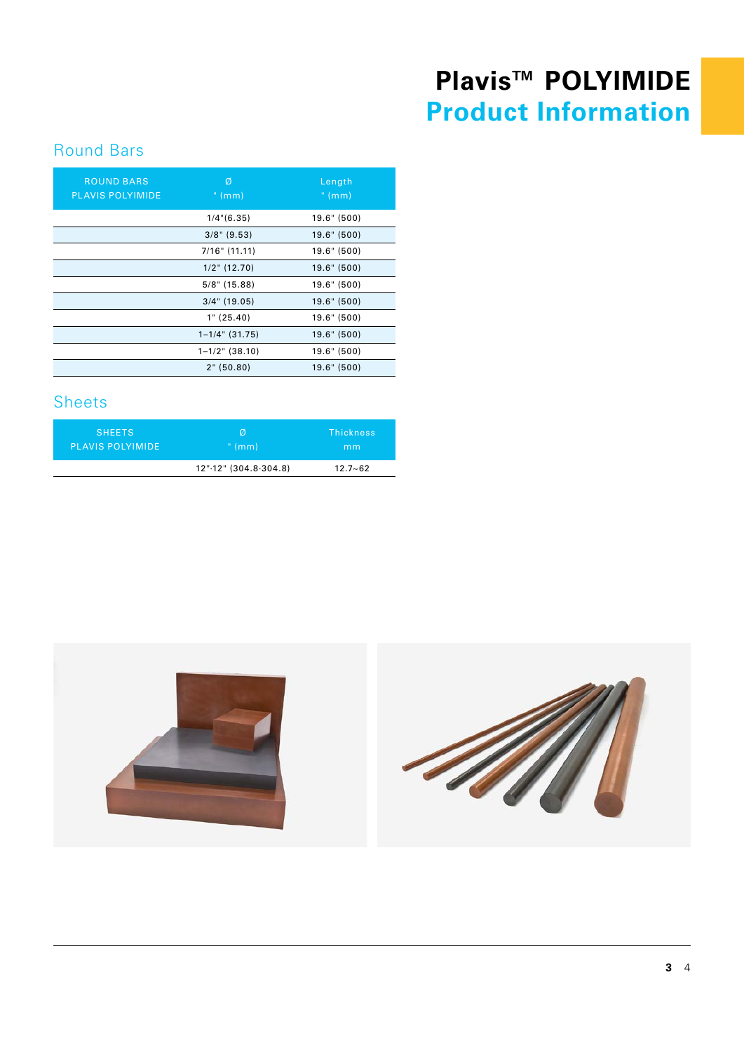# Plavis™ POLYIMIDE
## Product Information

### Round Bars

| ROUND BARS PLAVIS POLYIMIDE | Ø " (mm) | Length " (mm) |
|---|---|---|
| | 1/4"(6.35) | 19.6" (500) |
| | 3/8" (9.53) | 19.6" (500) |
| | 7/16" (11.11) | 19.6" (500) |
| | 1/2" (12.70) | 19.6" (500) |
| | 5/8" (15.88) | 19.6" (500) |
| | 3/4" (19.05) | 19.6" (500) |
| | 1" (25.40) | 19.6" (500) |
| | 1–1/4" (31.75) | 19.6" (500) |
| | 1–1/2" (38.10) | 19.6" (500) |
| | 2" (50.80) | 19.6" (500) |

### Sheets

| SHEETS PLAVIS POLYIMIDE | Ø " (mm) | Thickness mm |
|---|---|---|
| | 12"·12" (304.8·304.8) | 12.7~62 |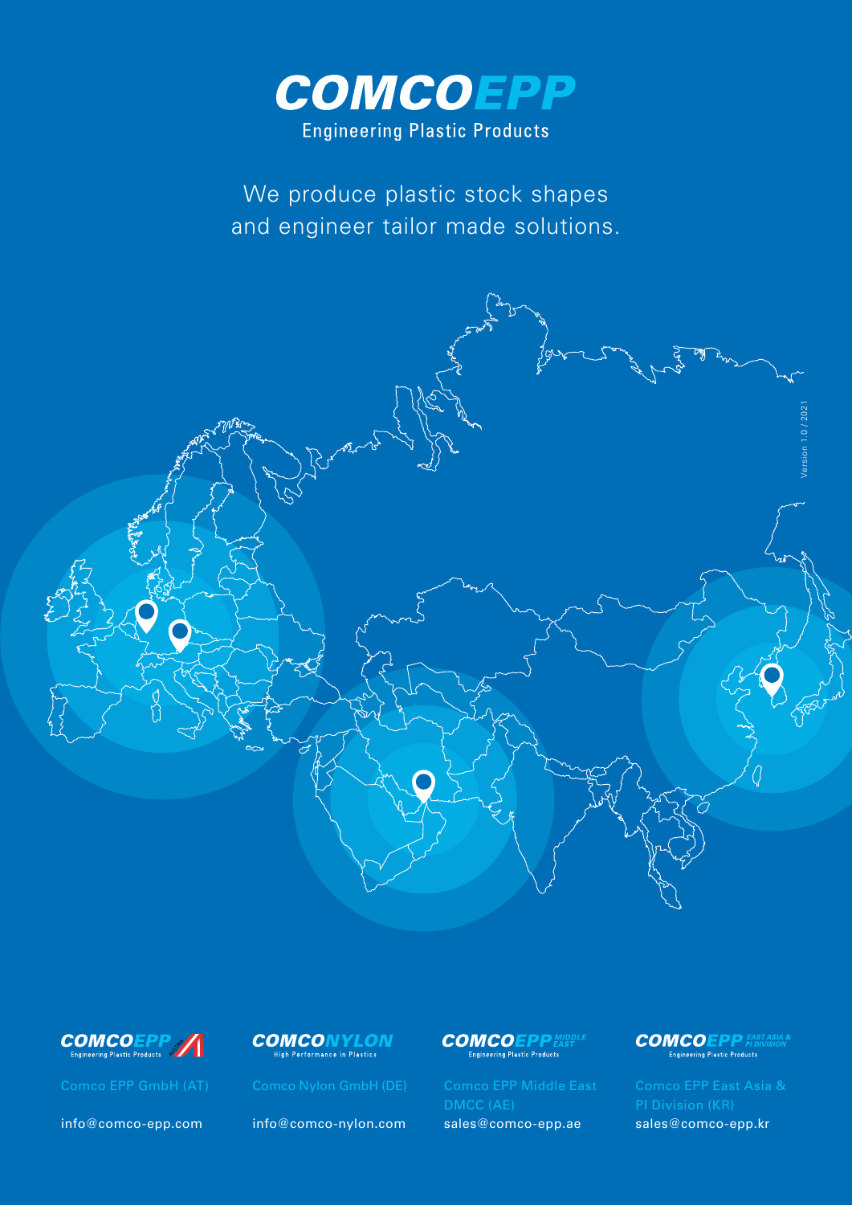# COMCOEPP

Engineering Plastic Products

We produce plastic stock shapes and engineer tailor made solutions.

Version 1.0 / 2021

COMCOEPP Engineering Plastic Products

Comco EPP GmbH (AT)

info@comco-epp.com

COMCONYLON High Performance in Plastics

Comco Nylon GmbH (DE)

info@comco-nylon.com

COMCOEPP MIDDLE EAST Engineering Plastic Products

Comco EPP Middle East DMCC (AE)

sales@comco-epp.ae

COMCOEPP EAST ASIA & PI DIVISION Engineering Plastic Products

Comco EPP East Asia & PI Division (KR)

sales@comco-epp.kr